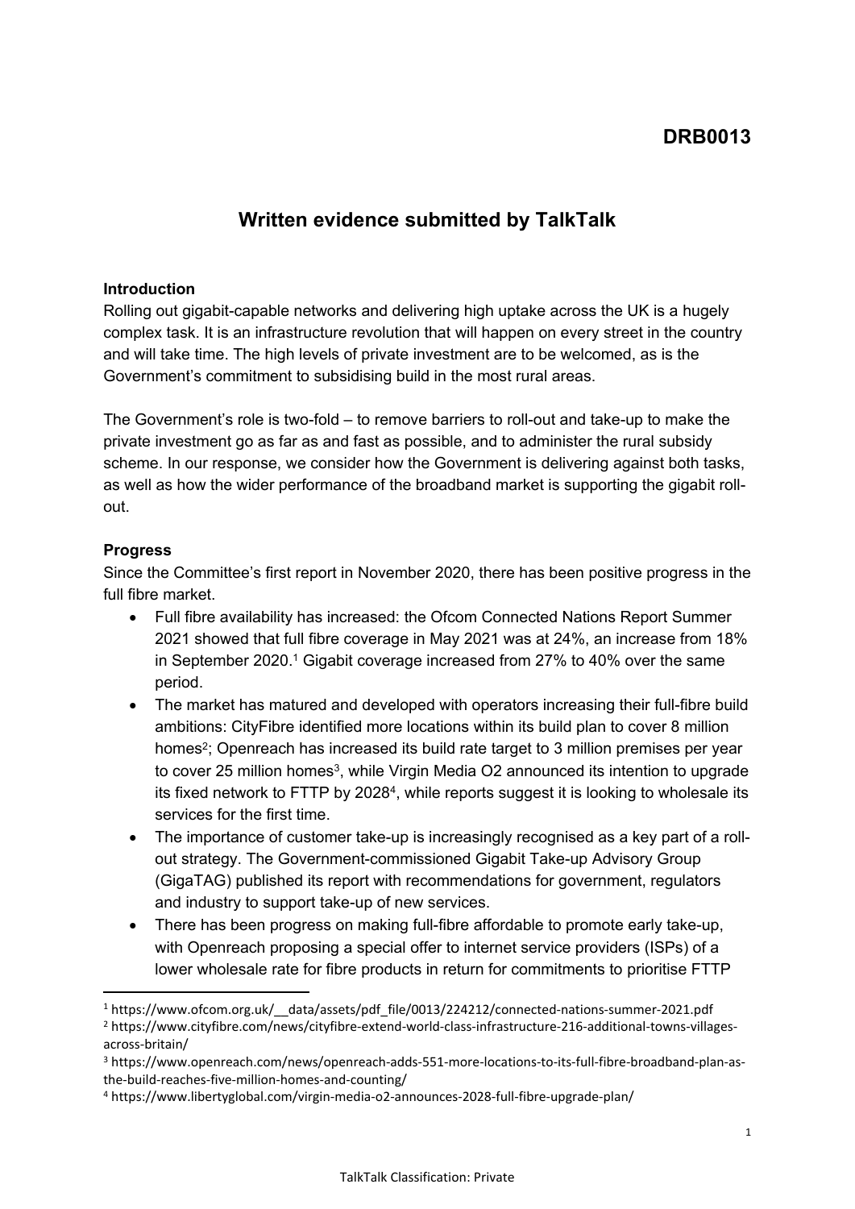**DRB0013**

# Written evidence submitted by TalkTalk

**Introduction**

Rolling out gigabit-capable networks and delivering high uptake across the UK is a hugely complex task. It is an infrastructure revolution that will happen on every street in the country and will take time. The high levels of private investment are to be welcomed, as is the Government's commitment to subsidising build in the most rural areas.

The Government's role is two-fold – to remove barriers to roll-out and take-up to make the private investment go as far as and fast as possible, and to administer the rural subsidy scheme. In our response, we consider how the Government is delivering against both tasks, as well as how the wider performance of the broadband market is supporting the gigabit roll-out.

**Progress**

Since the Committee's first report in November 2020, there has been positive progress in the full fibre market.

- Full fibre availability has increased: the Ofcom Connected Nations Report Summer 2021 showed that full fibre coverage in May 2021 was at 24%, an increase from 18% in September 2020.[1] Gigabit coverage increased from 27% to 40% over the same period.
- The market has matured and developed with operators increasing their full-fibre build ambitions: CityFibre identified more locations within its build plan to cover 8 million homes[2]; Openreach has increased its build rate target to 3 million premises per year to cover 25 million homes[3], while Virgin Media O2 announced its intention to upgrade its fixed network to FTTP by 2028[4], while reports suggest it is looking to wholesale its services for the first time.
- The importance of customer take-up is increasingly recognised as a key part of a roll-out strategy. The Government-commissioned Gigabit Take-up Advisory Group (GigaTAG) published its report with recommendations for government, regulators and industry to support take-up of new services.
- There has been progress on making full-fibre affordable to promote early take-up, with Openreach proposing a special offer to internet service providers (ISPs) of a lower wholesale rate for fibre products in return for commitments to prioritise FTTP

---

[1] https://www.ofcom.org.uk/__data/assets/pdf_file/0013/224212/connected-nations-summer-2021.pdf

[2] https://www.cityfibre.com/news/cityfibre-extend-world-class-infrastructure-216-additional-towns-villages-across-britain/

[3] https://www.openreach.com/news/openreach-adds-551-more-locations-to-its-full-fibre-broadband-plan-as-the-build-reaches-five-million-homes-and-counting/

[4] https://www.libertyglobal.com/virgin-media-o2-announces-2028-full-fibre-upgrade-plan/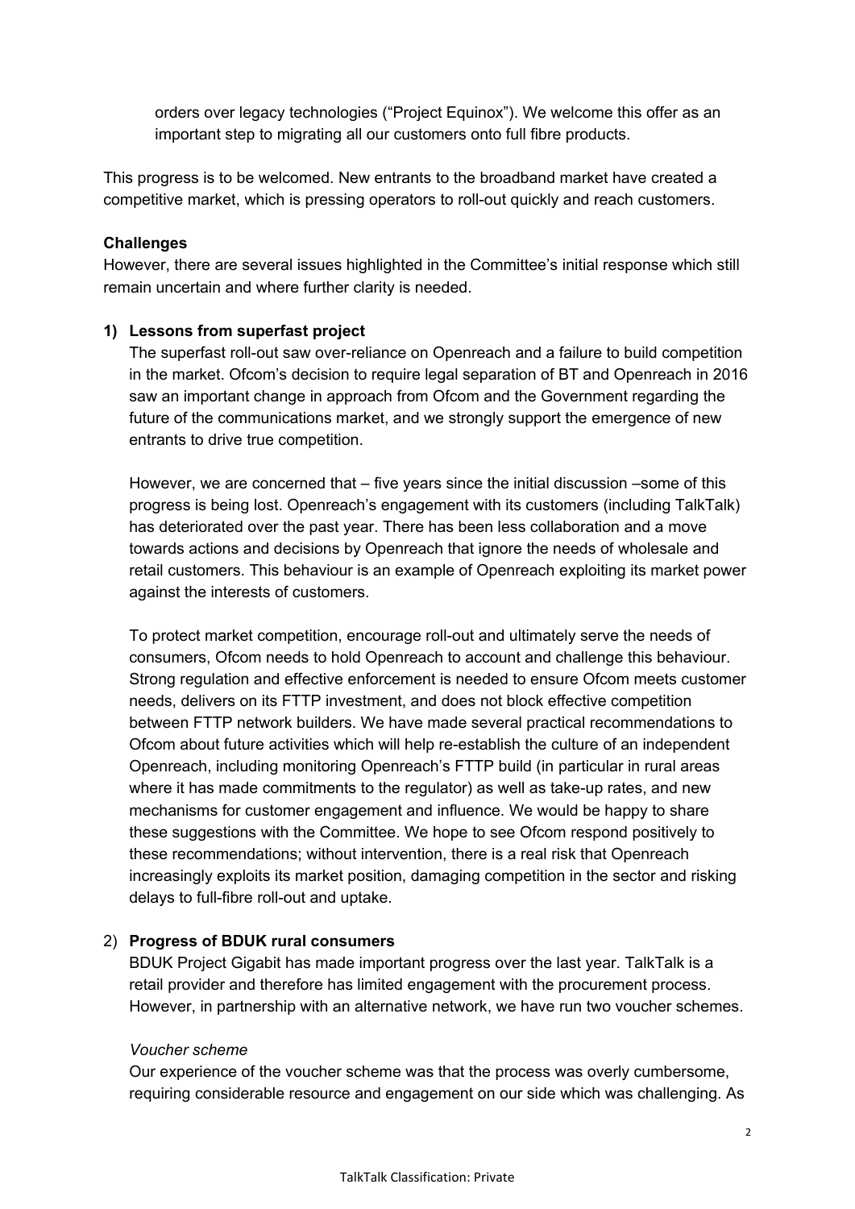orders over legacy technologies ("Project Equinox"). We welcome this offer as an important step to migrating all our customers onto full fibre products.

This progress is to be welcomed. New entrants to the broadband market have created a competitive market, which is pressing operators to roll-out quickly and reach customers.

**Challenges**

However, there are several issues highlighted in the Committee's initial response which still remain uncertain and where further clarity is needed.

1) **Lessons from superfast project**

   The superfast roll-out saw over-reliance on Openreach and a failure to build competition in the market. Ofcom's decision to require legal separation of BT and Openreach in 2016 saw an important change in approach from Ofcom and the Government regarding the future of the communications market, and we strongly support the emergence of new entrants to drive true competition.

   However, we are concerned that – five years since the initial discussion –some of this progress is being lost. Openreach's engagement with its customers (including TalkTalk) has deteriorated over the past year. There has been less collaboration and a move towards actions and decisions by Openreach that ignore the needs of wholesale and retail customers. This behaviour is an example of Openreach exploiting its market power against the interests of customers.

   To protect market competition, encourage roll-out and ultimately serve the needs of consumers, Ofcom needs to hold Openreach to account and challenge this behaviour. Strong regulation and effective enforcement is needed to ensure Ofcom meets customer needs, delivers on its FTTP investment, and does not block effective competition between FTTP network builders. We have made several practical recommendations to Ofcom about future activities which will help re-establish the culture of an independent Openreach, including monitoring Openreach's FTTP build (in particular in rural areas where it has made commitments to the regulator) as well as take-up rates, and new mechanisms for customer engagement and influence. We would be happy to share these suggestions with the Committee. We hope to see Ofcom respond positively to these recommendations; without intervention, there is a real risk that Openreach increasingly exploits its market position, damaging competition in the sector and risking delays to full-fibre roll-out and uptake.

2) **Progress of BDUK rural consumers**

   BDUK Project Gigabit has made important progress over the last year. TalkTalk is a retail provider and therefore has limited engagement with the procurement process. However, in partnership with an alternative network, we have run two voucher schemes.

   *Voucher scheme*

   Our experience of the voucher scheme was that the process was overly cumbersome, requiring considerable resource and engagement on our side which was challenging. As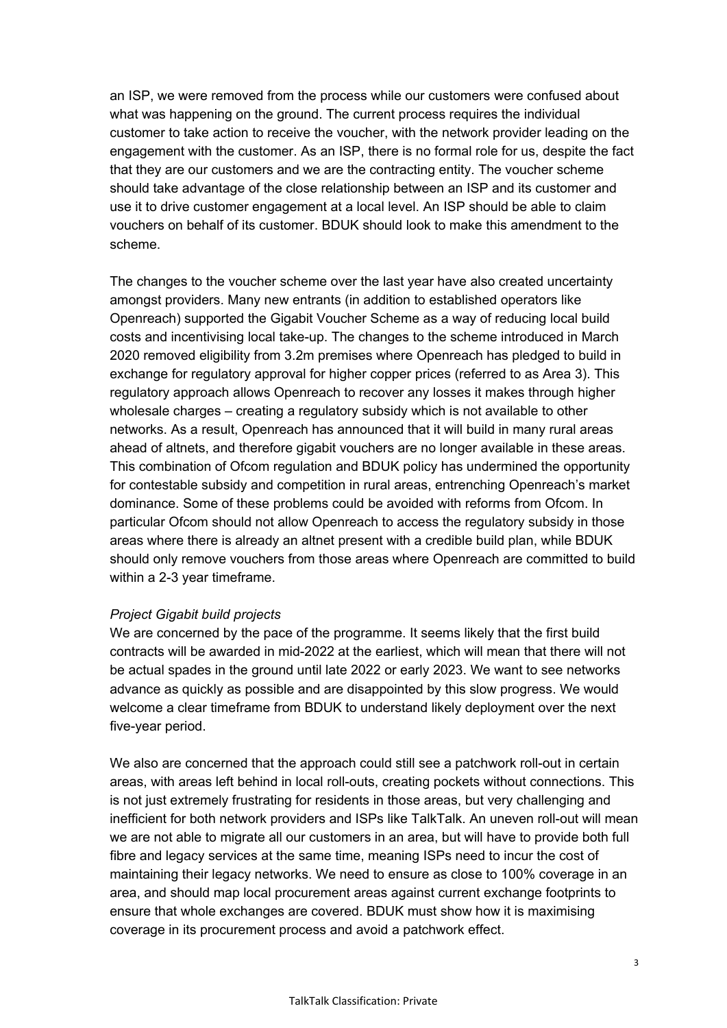an ISP, we were removed from the process while our customers were confused about what was happening on the ground. The current process requires the individual customer to take action to receive the voucher, with the network provider leading on the engagement with the customer. As an ISP, there is no formal role for us, despite the fact that they are our customers and we are the contracting entity. The voucher scheme should take advantage of the close relationship between an ISP and its customer and use it to drive customer engagement at a local level. An ISP should be able to claim vouchers on behalf of its customer. BDUK should look to make this amendment to the scheme.

The changes to the voucher scheme over the last year have also created uncertainty amongst providers. Many new entrants (in addition to established operators like Openreach) supported the Gigabit Voucher Scheme as a way of reducing local build costs and incentivising local take-up. The changes to the scheme introduced in March 2020 removed eligibility from 3.2m premises where Openreach has pledged to build in exchange for regulatory approval for higher copper prices (referred to as Area 3). This regulatory approach allows Openreach to recover any losses it makes through higher wholesale charges – creating a regulatory subsidy which is not available to other networks. As a result, Openreach has announced that it will build in many rural areas ahead of altnets, and therefore gigabit vouchers are no longer available in these areas. This combination of Ofcom regulation and BDUK policy has undermined the opportunity for contestable subsidy and competition in rural areas, entrenching Openreach's market dominance. Some of these problems could be avoided with reforms from Ofcom. In particular Ofcom should not allow Openreach to access the regulatory subsidy in those areas where there is already an altnet present with a credible build plan, while BDUK should only remove vouchers from those areas where Openreach are committed to build within a 2-3 year timeframe.

*Project Gigabit build projects*

We are concerned by the pace of the programme. It seems likely that the first build contracts will be awarded in mid-2022 at the earliest, which will mean that there will not be actual spades in the ground until late 2022 or early 2023. We want to see networks advance as quickly as possible and are disappointed by this slow progress. We would welcome a clear timeframe from BDUK to understand likely deployment over the next five-year period.

We also are concerned that the approach could still see a patchwork roll-out in certain areas, with areas left behind in local roll-outs, creating pockets without connections. This is not just extremely frustrating for residents in those areas, but very challenging and inefficient for both network providers and ISPs like TalkTalk. An uneven roll-out will mean we are not able to migrate all our customers in an area, but will have to provide both full fibre and legacy services at the same time, meaning ISPs need to incur the cost of maintaining their legacy networks. We need to ensure as close to 100% coverage in an area, and should map local procurement areas against current exchange footprints to ensure that whole exchanges are covered. BDUK must show how it is maximising coverage in its procurement process and avoid a patchwork effect.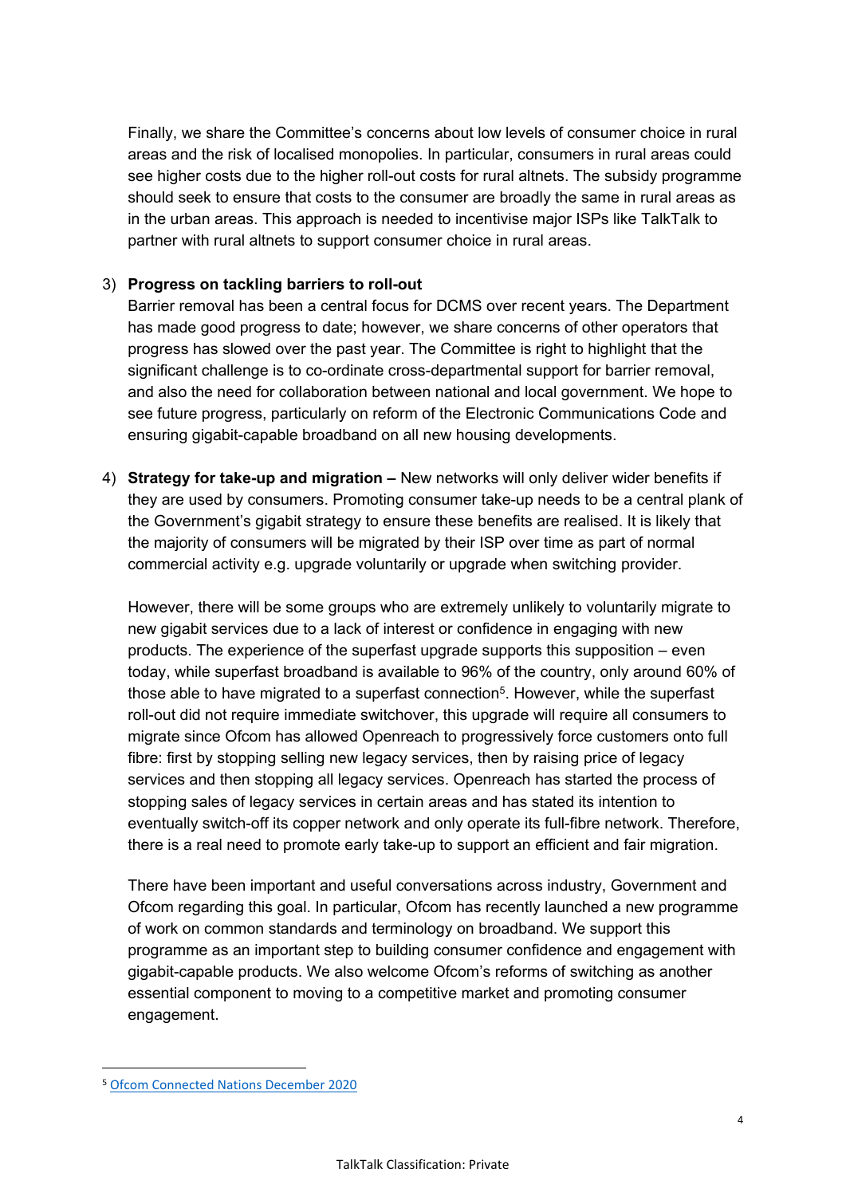Finally, we share the Committee's concerns about low levels of consumer choice in rural areas and the risk of localised monopolies. In particular, consumers in rural areas could see higher costs due to the higher roll-out costs for rural altnets. The subsidy programme should seek to ensure that costs to the consumer are broadly the same in rural areas as in the urban areas. This approach is needed to incentivise major ISPs like TalkTalk to partner with rural altnets to support consumer choice in rural areas.

3) **Progress on tackling barriers to roll-out**

   Barrier removal has been a central focus for DCMS over recent years. The Department has made good progress to date; however, we share concerns of other operators that progress has slowed over the past year. The Committee is right to highlight that the significant challenge is to co-ordinate cross-departmental support for barrier removal, and also the need for collaboration between national and local government. We hope to see future progress, particularly on reform of the Electronic Communications Code and ensuring gigabit-capable broadband on all new housing developments.

4) **Strategy for take-up and migration –** New networks will only deliver wider benefits if they are used by consumers. Promoting consumer take-up needs to be a central plank of the Government's gigabit strategy to ensure these benefits are realised. It is likely that the majority of consumers will be migrated by their ISP over time as part of normal commercial activity e.g. upgrade voluntarily or upgrade when switching provider.

   However, there will be some groups who are extremely unlikely to voluntarily migrate to new gigabit services due to a lack of interest or confidence in engaging with new products. The experience of the superfast upgrade supports this supposition – even today, while superfast broadband is available to 96% of the country, only around 60% of those able to have migrated to a superfast connection[5]. However, while the superfast roll-out did not require immediate switchover, this upgrade will require all consumers to migrate since Ofcom has allowed Openreach to progressively force customers onto full fibre: first by stopping selling new legacy services, then by raising price of legacy services and then stopping all legacy services. Openreach has started the process of stopping sales of legacy services in certain areas and has stated its intention to eventually switch-off its copper network and only operate its full-fibre network. Therefore, there is a real need to promote early take-up to support an efficient and fair migration.

   There have been important and useful conversations across industry, Government and Ofcom regarding this goal. In particular, Ofcom has recently launched a new programme of work on common standards and terminology on broadband. We support this programme as an important step to building consumer confidence and engagement with gigabit-capable products. We also welcome Ofcom's reforms of switching as another essential component to moving to a competitive market and promoting consumer engagement.

[5] Ofcom Connected Nations December 2020

TalkTalk Classification: Private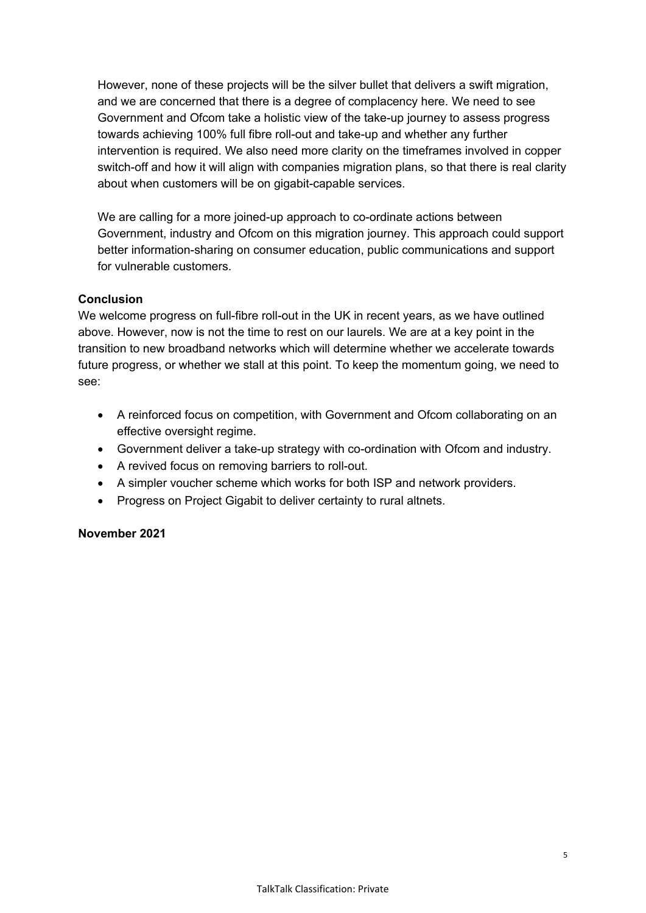However, none of these projects will be the silver bullet that delivers a swift migration, and we are concerned that there is a degree of complacency here. We need to see Government and Ofcom take a holistic view of the take-up journey to assess progress towards achieving 100% full fibre roll-out and take-up and whether any further intervention is required. We also need more clarity on the timeframes involved in copper switch-off and how it will align with companies migration plans, so that there is real clarity about when customers will be on gigabit-capable services.

We are calling for a more joined-up approach to co-ordinate actions between Government, industry and Ofcom on this migration journey. This approach could support better information-sharing on consumer education, public communications and support for vulnerable customers.

**Conclusion**

We welcome progress on full-fibre roll-out in the UK in recent years, as we have outlined above. However, now is not the time to rest on our laurels. We are at a key point in the transition to new broadband networks which will determine whether we accelerate towards future progress, or whether we stall at this point. To keep the momentum going, we need to see:

- A reinforced focus on competition, with Government and Ofcom collaborating on an effective oversight regime.
- Government deliver a take-up strategy with co-ordination with Ofcom and industry.
- A revived focus on removing barriers to roll-out.
- A simpler voucher scheme which works for both ISP and network providers.
- Progress on Project Gigabit to deliver certainty to rural altnets.

**November 2021**